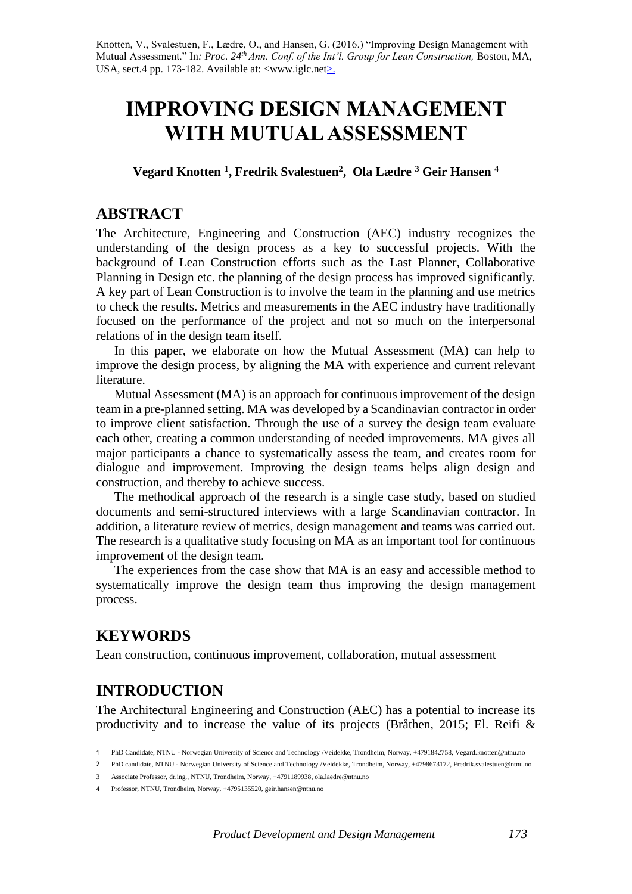Knotten, V., Svalestuen, F., Lædre, O., and Hansen, G. (2016.) "Improving Design Management with Mutual Assessment." In*: Proc. 24th Ann. Conf. of the Int'l. Group for Lean Construction,* Boston, MA, USA, sect.4 pp. 173-182. Available at: <www.iglc.net>.

# IMPROVING DESIGN MANAGEMENT WITH MUTUAL ASSESSMENT

**Vegard Knotten [1], Fredrik Svalestuen[2], Ola Lædre [3] Geir Hansen [4]**

## ABSTRACT

The Architecture, Engineering and Construction (AEC) industry recognizes the understanding of the design process as a key to successful projects. With the background of Lean Construction efforts such as the Last Planner, Collaborative Planning in Design etc. the planning of the design process has improved significantly. A key part of Lean Construction is to involve the team in the planning and use metrics to check the results. Metrics and measurements in the AEC industry have traditionally focused on the performance of the project and not so much on the interpersonal relations of in the design team itself.

In this paper, we elaborate on how the Mutual Assessment (MA) can help to improve the design process, by aligning the MA with experience and current relevant literature.

Mutual Assessment (MA) is an approach for continuous improvement of the design team in a pre-planned setting. MA was developed by a Scandinavian contractor in order to improve client satisfaction. Through the use of a survey the design team evaluate each other, creating a common understanding of needed improvements. MA gives all major participants a chance to systematically assess the team, and creates room for dialogue and improvement. Improving the design teams helps align design and construction, and thereby to achieve success.

The methodical approach of the research is a single case study, based on studied documents and semi-structured interviews with a large Scandinavian contractor. In addition, a literature review of metrics, design management and teams was carried out. The research is a qualitative study focusing on MA as an important tool for continuous improvement of the design team.

The experiences from the case show that MA is an easy and accessible method to systematically improve the design team thus improving the design management process.

## KEYWORDS

Lean construction, continuous improvement, collaboration, mutual assessment

## INTRODUCTION

The Architectural Engineering and Construction (AEC) has a potential to increase its productivity and to increase the value of its projects (Bråthen, 2015; El. Reifi &

---

1 PhD Candidate, NTNU - Norwegian University of Science and Technology /Veidekke, Trondheim, Norway, +4791842758, Vegard.knotten@ntnu.no

2 PhD candidate, NTNU - Norwegian University of Science and Technology /Veidekke, Trondheim, Norway, +4798673172, Fredrik.svalestuen@ntnu.no

3 Associate Professor, dr.ing., NTNU, Trondheim, Norway, +4791189938, ola.laedre@ntnu.no

4 Professor, NTNU, Trondheim, Norway, +4795135520, geir.hansen@ntnu.no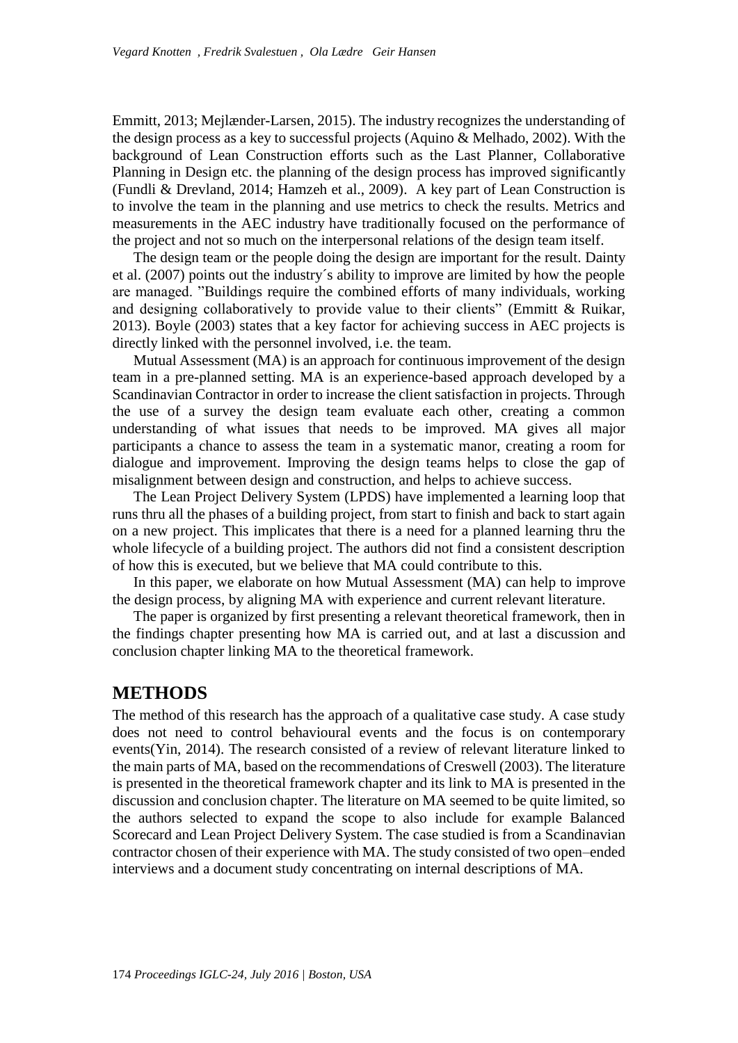Emmitt, 2013; Mejlænder-Larsen, 2015). The industry recognizes the understanding of the design process as a key to successful projects (Aquino & Melhado, 2002). With the background of Lean Construction efforts such as the Last Planner, Collaborative Planning in Design etc. the planning of the design process has improved significantly (Fundli & Drevland, 2014; Hamzeh et al., 2009). A key part of Lean Construction is to involve the team in the planning and use metrics to check the results. Metrics and measurements in the AEC industry have traditionally focused on the performance of the project and not so much on the interpersonal relations of the design team itself.

The design team or the people doing the design are important for the result. Dainty et al. (2007) points out the industry´s ability to improve are limited by how the people are managed. "Buildings require the combined efforts of many individuals, working and designing collaboratively to provide value to their clients" (Emmitt & Ruikar, 2013). Boyle (2003) states that a key factor for achieving success in AEC projects is directly linked with the personnel involved, i.e. the team.

Mutual Assessment (MA) is an approach for continuous improvement of the design team in a pre-planned setting. MA is an experience-based approach developed by a Scandinavian Contractor in order to increase the client satisfaction in projects. Through the use of a survey the design team evaluate each other, creating a common understanding of what issues that needs to be improved. MA gives all major participants a chance to assess the team in a systematic manor, creating a room for dialogue and improvement. Improving the design teams helps to close the gap of misalignment between design and construction, and helps to achieve success.

The Lean Project Delivery System (LPDS) have implemented a learning loop that runs thru all the phases of a building project, from start to finish and back to start again on a new project. This implicates that there is a need for a planned learning thru the whole lifecycle of a building project. The authors did not find a consistent description of how this is executed, but we believe that MA could contribute to this.

In this paper, we elaborate on how Mutual Assessment (MA) can help to improve the design process, by aligning MA with experience and current relevant literature.

The paper is organized by first presenting a relevant theoretical framework, then in the findings chapter presenting how MA is carried out, and at last a discussion and conclusion chapter linking MA to the theoretical framework.

## METHODS

The method of this research has the approach of a qualitative case study. A case study does not need to control behavioural events and the focus is on contemporary events(Yin, 2014). The research consisted of a review of relevant literature linked to the main parts of MA, based on the recommendations of Creswell (2003). The literature is presented in the theoretical framework chapter and its link to MA is presented in the discussion and conclusion chapter. The literature on MA seemed to be quite limited, so the authors selected to expand the scope to also include for example Balanced Scorecard and Lean Project Delivery System. The case studied is from a Scandinavian contractor chosen of their experience with MA. The study consisted of two open–ended interviews and a document study concentrating on internal descriptions of MA.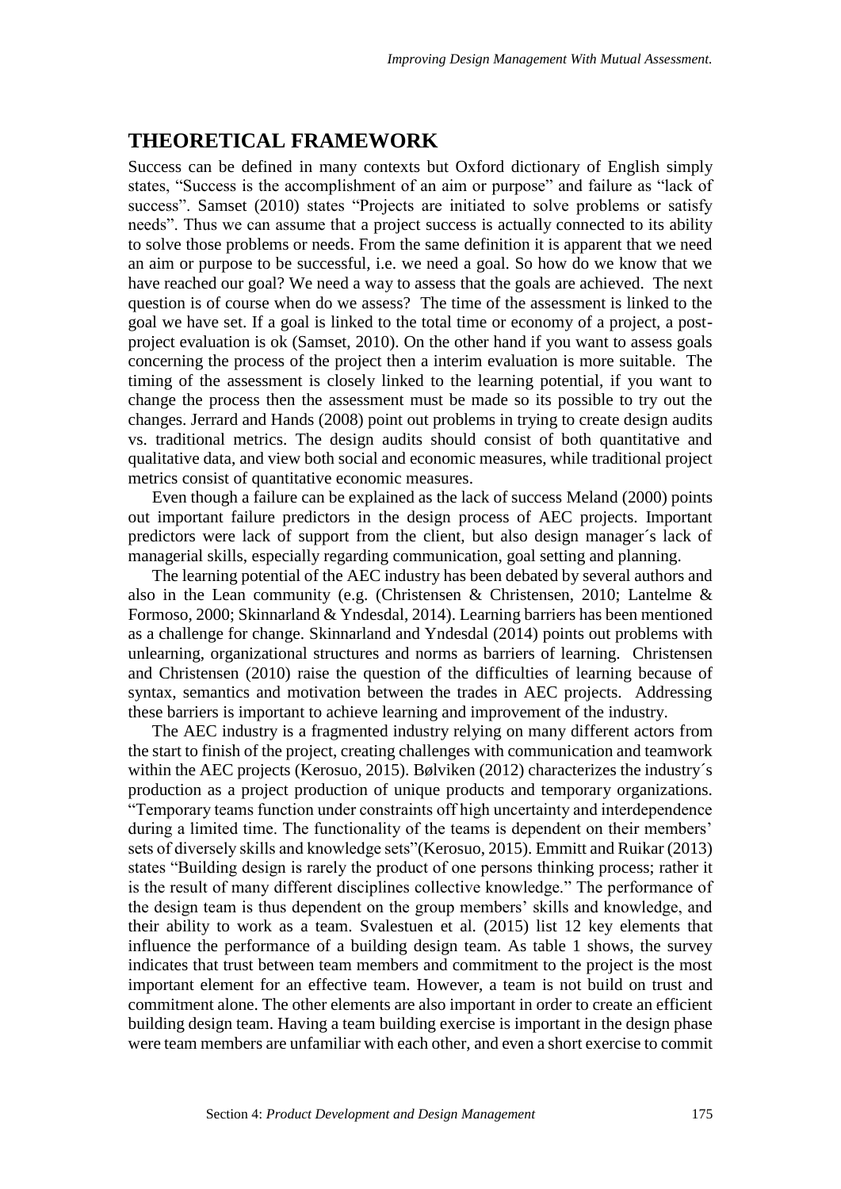## THEORETICAL FRAMEWORK

Success can be defined in many contexts but Oxford dictionary of English simply states, "Success is the accomplishment of an aim or purpose" and failure as "lack of success". Samset (2010) states "Projects are initiated to solve problems or satisfy needs". Thus we can assume that a project success is actually connected to its ability to solve those problems or needs. From the same definition it is apparent that we need an aim or purpose to be successful, i.e. we need a goal. So how do we know that we have reached our goal? We need a way to assess that the goals are achieved. The next question is of course when do we assess? The time of the assessment is linked to the goal we have set. If a goal is linked to the total time or economy of a project, a post-project evaluation is ok (Samset, 2010). On the other hand if you want to assess goals concerning the process of the project then a interim evaluation is more suitable. The timing of the assessment is closely linked to the learning potential, if you want to change the process then the assessment must be made so its possible to try out the changes. Jerrard and Hands (2008) point out problems in trying to create design audits vs. traditional metrics. The design audits should consist of both quantitative and qualitative data, and view both social and economic measures, while traditional project metrics consist of quantitative economic measures.

Even though a failure can be explained as the lack of success Meland (2000) points out important failure predictors in the design process of AEC projects. Important predictors were lack of support from the client, but also design manager´s lack of managerial skills, especially regarding communication, goal setting and planning.

The learning potential of the AEC industry has been debated by several authors and also in the Lean community (e.g. (Christensen & Christensen, 2010; Lantelme & Formoso, 2000; Skinnarland & Yndesdal, 2014). Learning barriers has been mentioned as a challenge for change. Skinnarland and Yndesdal (2014) points out problems with unlearning, organizational structures and norms as barriers of learning. Christensen and Christensen (2010) raise the question of the difficulties of learning because of syntax, semantics and motivation between the trades in AEC projects. Addressing these barriers is important to achieve learning and improvement of the industry.

The AEC industry is a fragmented industry relying on many different actors from the start to finish of the project, creating challenges with communication and teamwork within the AEC projects (Kerosuo, 2015). Bølviken (2012) characterizes the industry´s production as a project production of unique products and temporary organizations. "Temporary teams function under constraints off high uncertainty and interdependence during a limited time. The functionality of the teams is dependent on their members' sets of diversely skills and knowledge sets"(Kerosuo, 2015). Emmitt and Ruikar (2013) states "Building design is rarely the product of one persons thinking process; rather it is the result of many different disciplines collective knowledge." The performance of the design team is thus dependent on the group members' skills and knowledge, and their ability to work as a team. Svalestuen et al. (2015) list 12 key elements that influence the performance of a building design team. As table 1 shows, the survey indicates that trust between team members and commitment to the project is the most important element for an effective team. However, a team is not build on trust and commitment alone. The other elements are also important in order to create an efficient building design team. Having a team building exercise is important in the design phase were team members are unfamiliar with each other, and even a short exercise to commit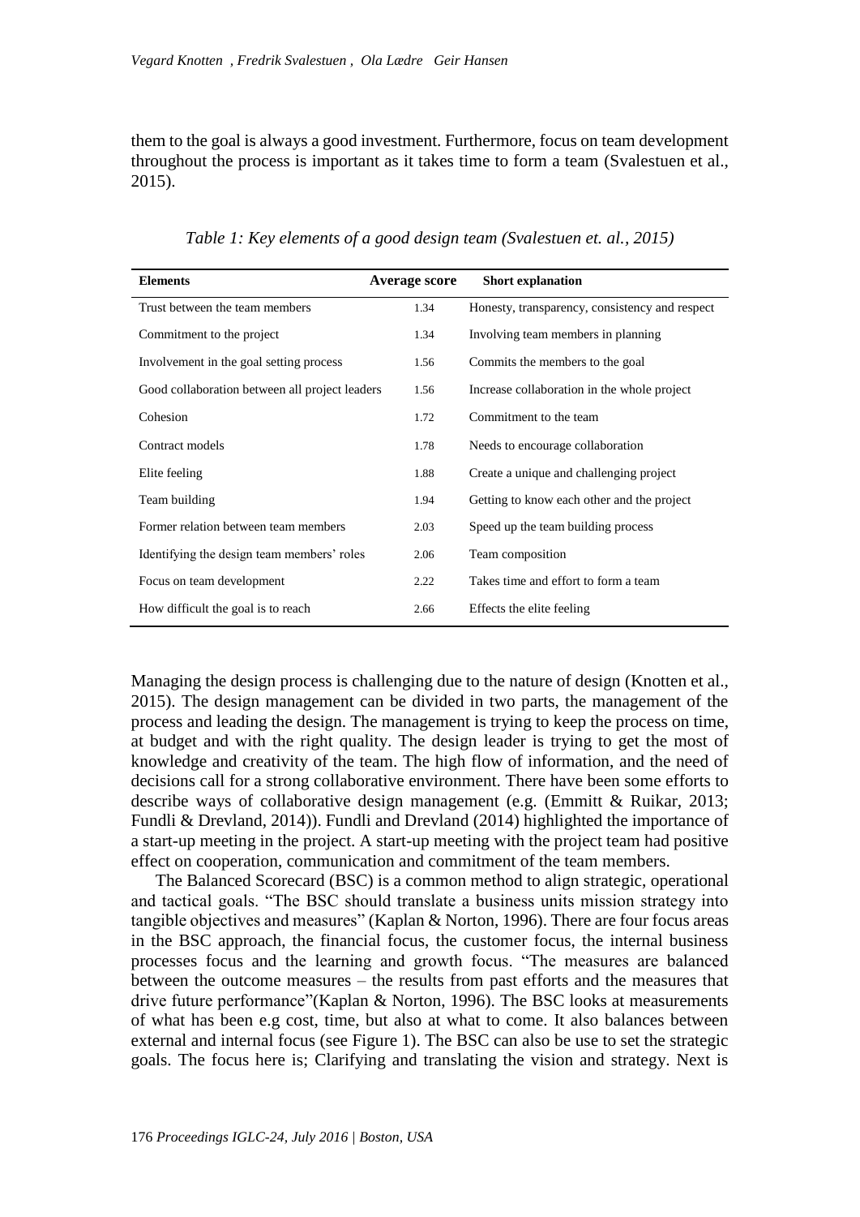them to the goal is always a good investment. Furthermore, focus on team development throughout the process is important as it takes time to form a team (Svalestuen et al., 2015).

*Table 1: Key elements of a good design team (Svalestuen et. al., 2015)*

| Elements | Average score | Short explanation |
|---|---|---|
| Trust between the team members | 1.34 | Honesty, transparency, consistency and respect |
| Commitment to the project | 1.34 | Involving team members in planning |
| Involvement in the goal setting process | 1.56 | Commits the members to the goal |
| Good collaboration between all project leaders | 1.56 | Increase collaboration in the whole project |
| Cohesion | 1.72 | Commitment to the team |
| Contract models | 1.78 | Needs to encourage collaboration |
| Elite feeling | 1.88 | Create a unique and challenging project |
| Team building | 1.94 | Getting to know each other and the project |
| Former relation between team members | 2.03 | Speed up the team building process |
| Identifying the design team members' roles | 2.06 | Team composition |
| Focus on team development | 2.22 | Takes time and effort to form a team |
| How difficult the goal is to reach | 2.66 | Effects the elite feeling |

Managing the design process is challenging due to the nature of design (Knotten et al., 2015). The design management can be divided in two parts, the management of the process and leading the design. The management is trying to keep the process on time, at budget and with the right quality. The design leader is trying to get the most of knowledge and creativity of the team. The high flow of information, and the need of decisions call for a strong collaborative environment. There have been some efforts to describe ways of collaborative design management (e.g. (Emmitt & Ruikar, 2013; Fundli & Drevland, 2014)). Fundli and Drevland (2014) highlighted the importance of a start-up meeting in the project. A start-up meeting with the project team had positive effect on cooperation, communication and commitment of the team members.

The Balanced Scorecard (BSC) is a common method to align strategic, operational and tactical goals. "The BSC should translate a business units mission strategy into tangible objectives and measures" (Kaplan & Norton, 1996). There are four focus areas in the BSC approach, the financial focus, the customer focus, the internal business processes focus and the learning and growth focus. "The measures are balanced between the outcome measures – the results from past efforts and the measures that drive future performance"(Kaplan & Norton, 1996). The BSC looks at measurements of what has been e.g cost, time, but also at what to come. It also balances between external and internal focus (see Figure 1). The BSC can also be use to set the strategic goals. The focus here is; Clarifying and translating the vision and strategy. Next is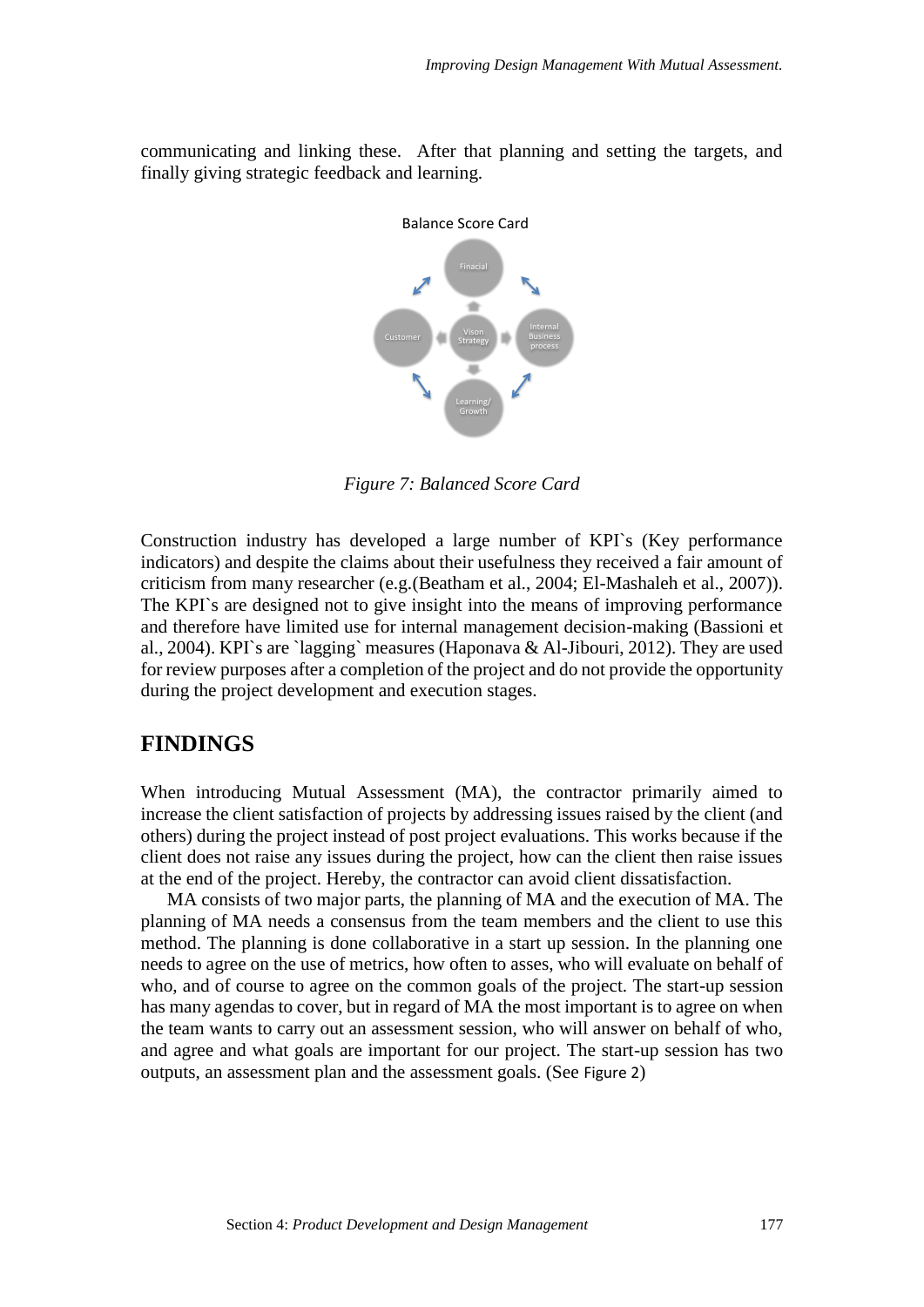communicating and linking these. After that planning and setting the targets, and finally giving strategic feedback and learning.

Figure 7: Balanced Score Card

Construction industry has developed a large number of KPI`s (Key performance indicators) and despite the claims about their usefulness they received a fair amount of criticism from many researcher (e.g.(Beatham et al., 2004; El-Mashaleh et al., 2007)). The KPI`s are designed not to give insight into the means of improving performance and therefore have limited use for internal management decision-making (Bassioni et al., 2004). KPI`s are `lagging` measures (Haponava & Al-Jibouri, 2012). They are used for review purposes after a completion of the project and do not provide the opportunity during the project development and execution stages.

## FINDINGS

When introducing Mutual Assessment (MA), the contractor primarily aimed to increase the client satisfaction of projects by addressing issues raised by the client (and others) during the project instead of post project evaluations. This works because if the client does not raise any issues during the project, how can the client then raise issues at the end of the project. Hereby, the contractor can avoid client dissatisfaction.

MA consists of two major parts, the planning of MA and the execution of MA. The planning of MA needs a consensus from the team members and the client to use this method. The planning is done collaborative in a start up session. In the planning one needs to agree on the use of metrics, how often to asses, who will evaluate on behalf of who, and of course to agree on the common goals of the project. The start-up session has many agendas to cover, but in regard of MA the most important is to agree on when the team wants to carry out an assessment session, who will answer on behalf of who, and agree and what goals are important for our project. The start-up session has two outputs, an assessment plan and the assessment goals. (See Figure 2)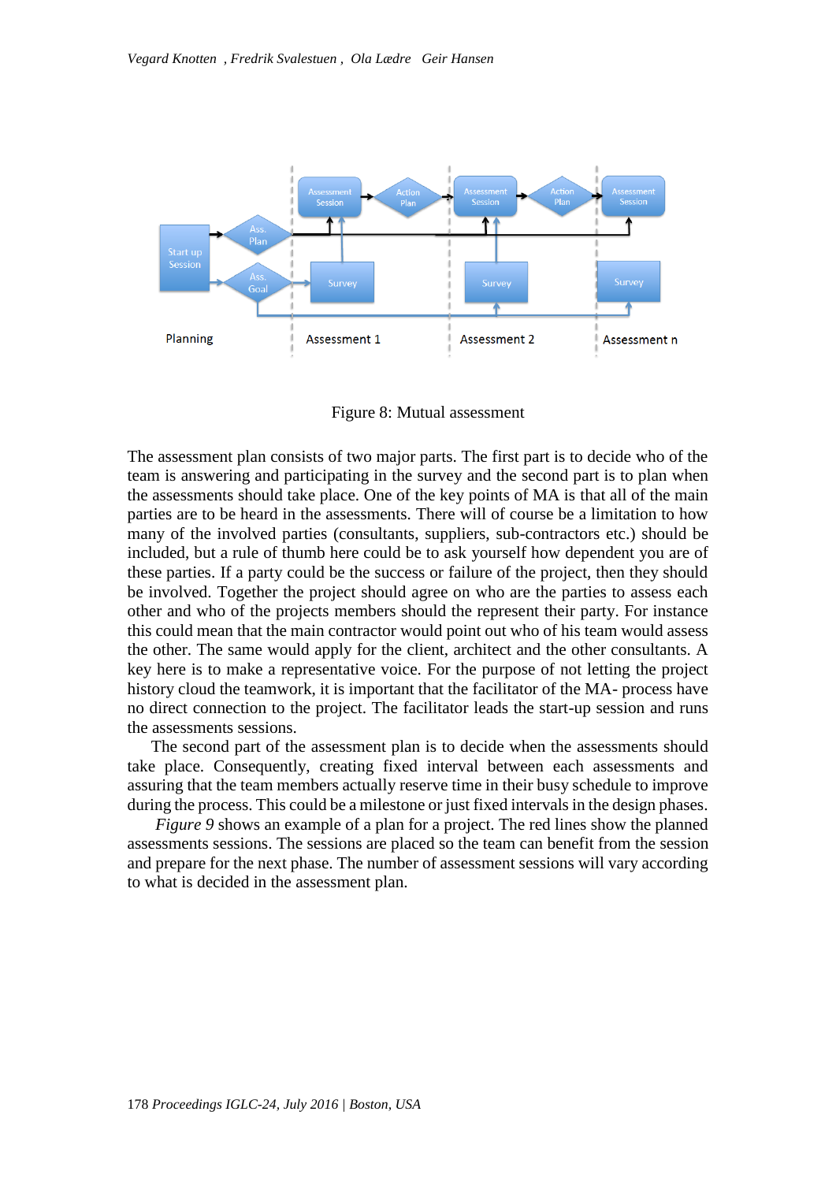Figure 8: Mutual assessment

The assessment plan consists of two major parts. The first part is to decide who of the team is answering and participating in the survey and the second part is to plan when the assessments should take place. One of the key points of MA is that all of the main parties are to be heard in the assessments. There will of course be a limitation to how many of the involved parties (consultants, suppliers, sub-contractors etc.) should be included, but a rule of thumb here could be to ask yourself how dependent you are of these parties. If a party could be the success or failure of the project, then they should be involved. Together the project should agree on who are the parties to assess each other and who of the projects members should the represent their party. For instance this could mean that the main contractor would point out who of his team would assess the other. The same would apply for the client, architect and the other consultants. A key here is to make a representative voice. For the purpose of not letting the project history cloud the teamwork, it is important that the facilitator of the MA- process have no direct connection to the project. The facilitator leads the start-up session and runs the assessments sessions.

The second part of the assessment plan is to decide when the assessments should take place. Consequently, creating fixed interval between each assessments and assuring that the team members actually reserve time in their busy schedule to improve during the process. This could be a milestone or just fixed intervals in the design phases.

*Figure 9* shows an example of a plan for a project. The red lines show the planned assessments sessions. The sessions are placed so the team can benefit from the session and prepare for the next phase. The number of assessment sessions will vary according to what is decided in the assessment plan.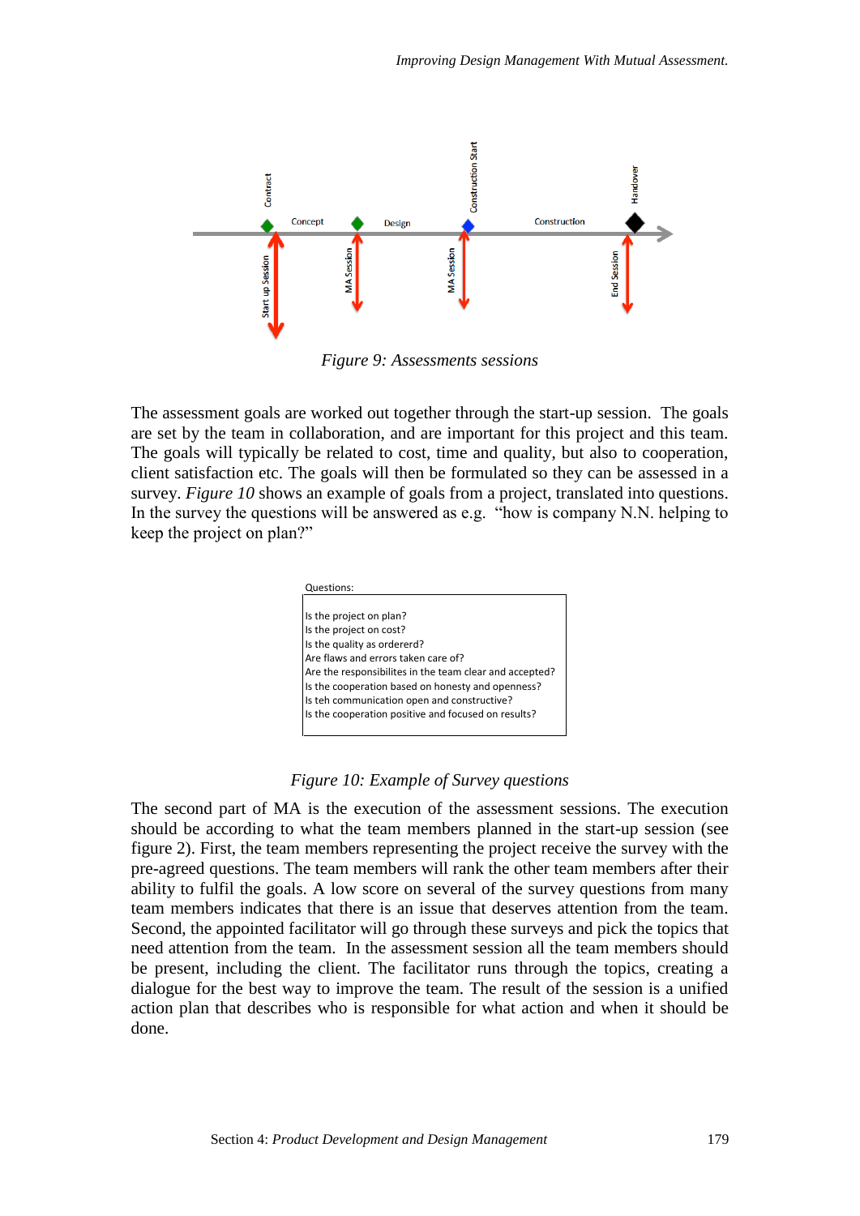Figure 9: Assessments sessions

The assessment goals are worked out together through the start-up session. The goals are set by the team in collaboration, and are important for this project and this team. The goals will typically be related to cost, time and quality, but also to cooperation, client satisfaction etc. The goals will then be formulated so they can be assessed in a survey. *Figure 10* shows an example of goals from a project, translated into questions. In the survey the questions will be answered as e.g. "how is company N.N. helping to keep the project on plan?"

Questions:

Is the project on plan?
Is the project on cost?
Is the quality as ordererd?
Are flaws and errors taken care of?
Are the responsibilites in the team clear and accepted?
Is the cooperation based on honesty and openness?
Is teh communication open and constructive?
Is the cooperation positive and focused on results?

*Figure 10: Example of Survey questions*

The second part of MA is the execution of the assessment sessions. The execution should be according to what the team members planned in the start-up session (see figure 2). First, the team members representing the project receive the survey with the pre-agreed questions. The team members will rank the other team members after their ability to fulfil the goals. A low score on several of the survey questions from many team members indicates that there is an issue that deserves attention from the team. Second, the appointed facilitator will go through these surveys and pick the topics that need attention from the team. In the assessment session all the team members should be present, including the client. The facilitator runs through the topics, creating a dialogue for the best way to improve the team. The result of the session is a unified action plan that describes who is responsible for what action and when it should be done.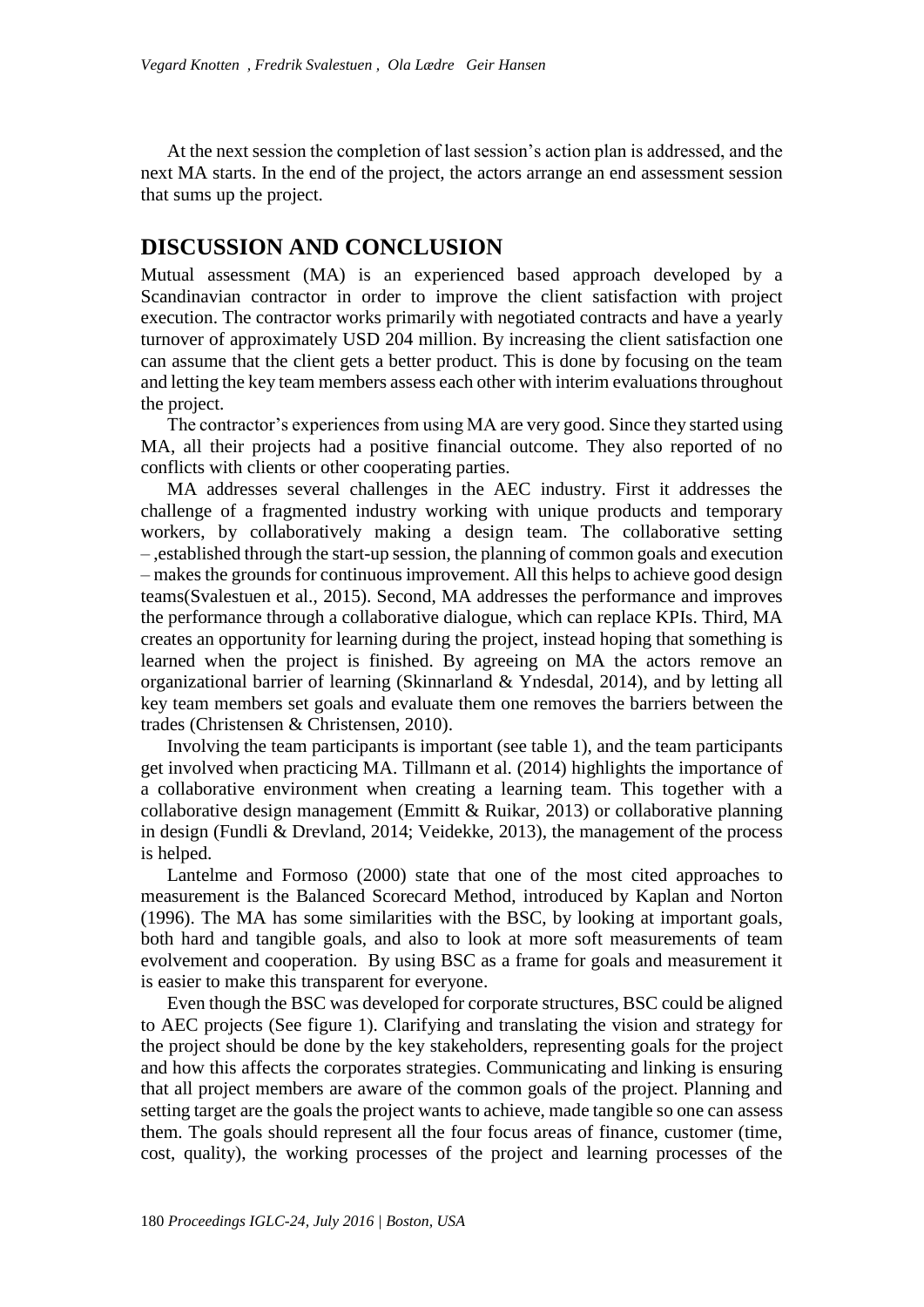At the next session the completion of last session's action plan is addressed, and the next MA starts. In the end of the project, the actors arrange an end assessment session that sums up the project.

## DISCUSSION AND CONCLUSION

Mutual assessment (MA) is an experienced based approach developed by a Scandinavian contractor in order to improve the client satisfaction with project execution. The contractor works primarily with negotiated contracts and have a yearly turnover of approximately USD 204 million. By increasing the client satisfaction one can assume that the client gets a better product. This is done by focusing on the team and letting the key team members assess each other with interim evaluations throughout the project.

The contractor's experiences from using MA are very good. Since they started using MA, all their projects had a positive financial outcome. They also reported of no conflicts with clients or other cooperating parties.

MA addresses several challenges in the AEC industry. First it addresses the challenge of a fragmented industry working with unique products and temporary workers, by collaboratively making a design team. The collaborative setting – ,established through the start-up session, the planning of common goals and execution – makes the grounds for continuous improvement. All this helps to achieve good design teams(Svalestuen et al., 2015). Second, MA addresses the performance and improves the performance through a collaborative dialogue, which can replace KPIs. Third, MA creates an opportunity for learning during the project, instead hoping that something is learned when the project is finished. By agreeing on MA the actors remove an organizational barrier of learning (Skinnarland & Yndesdal, 2014), and by letting all key team members set goals and evaluate them one removes the barriers between the trades (Christensen & Christensen, 2010).

Involving the team participants is important (see table 1), and the team participants get involved when practicing MA. Tillmann et al. (2014) highlights the importance of a collaborative environment when creating a learning team. This together with a collaborative design management (Emmitt & Ruikar, 2013) or collaborative planning in design (Fundli & Drevland, 2014; Veidekke, 2013), the management of the process is helped.

Lantelme and Formoso (2000) state that one of the most cited approaches to measurement is the Balanced Scorecard Method, introduced by Kaplan and Norton (1996). The MA has some similarities with the BSC, by looking at important goals, both hard and tangible goals, and also to look at more soft measurements of team evolvement and cooperation. By using BSC as a frame for goals and measurement it is easier to make this transparent for everyone.

Even though the BSC was developed for corporate structures, BSC could be aligned to AEC projects (See figure 1). Clarifying and translating the vision and strategy for the project should be done by the key stakeholders, representing goals for the project and how this affects the corporates strategies. Communicating and linking is ensuring that all project members are aware of the common goals of the project. Planning and setting target are the goals the project wants to achieve, made tangible so one can assess them. The goals should represent all the four focus areas of finance, customer (time, cost, quality), the working processes of the project and learning processes of the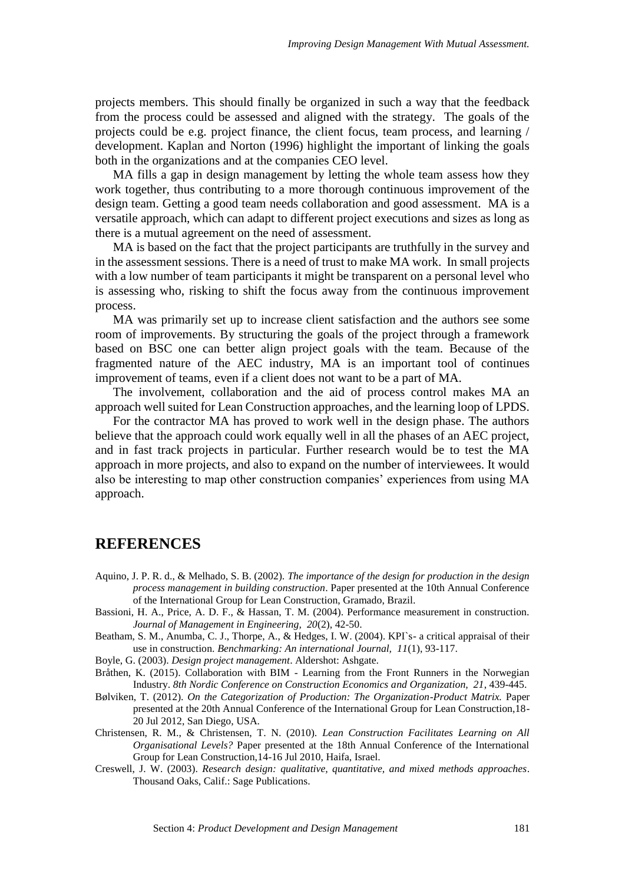projects members. This should finally be organized in such a way that the feedback from the process could be assessed and aligned with the strategy. The goals of the projects could be e.g. project finance, the client focus, team process, and learning / development. Kaplan and Norton (1996) highlight the important of linking the goals both in the organizations and at the companies CEO level.

MA fills a gap in design management by letting the whole team assess how they work together, thus contributing to a more thorough continuous improvement of the design team. Getting a good team needs collaboration and good assessment. MA is a versatile approach, which can adapt to different project executions and sizes as long as there is a mutual agreement on the need of assessment.

MA is based on the fact that the project participants are truthfully in the survey and in the assessment sessions. There is a need of trust to make MA work. In small projects with a low number of team participants it might be transparent on a personal level who is assessing who, risking to shift the focus away from the continuous improvement process.

MA was primarily set up to increase client satisfaction and the authors see some room of improvements. By structuring the goals of the project through a framework based on BSC one can better align project goals with the team. Because of the fragmented nature of the AEC industry, MA is an important tool of continues improvement of teams, even if a client does not want to be a part of MA.

The involvement, collaboration and the aid of process control makes MA an approach well suited for Lean Construction approaches, and the learning loop of LPDS.

For the contractor MA has proved to work well in the design phase. The authors believe that the approach could work equally well in all the phases of an AEC project, and in fast track projects in particular. Further research would be to test the MA approach in more projects, and also to expand on the number of interviewees. It would also be interesting to map other construction companies' experiences from using MA approach.

## REFERENCES

Aquino, J. P. R. d., & Melhado, S. B. (2002). *The importance of the design for production in the design process management in building construction*. Paper presented at the 10th Annual Conference of the International Group for Lean Construction, Gramado, Brazil.

Bassioni, H. A., Price, A. D. F., & Hassan, T. M. (2004). Performance measurement in construction. *Journal of Management in Engineering, 20*(2), 42-50.

Beatham, S. M., Anumba, C. J., Thorpe, A., & Hedges, I. W. (2004). KPI`s- a critical appraisal of their use in construction. *Benchmarking: An international Journal, 11*(1), 93-117.

Boyle, G. (2003). *Design project management*. Aldershot: Ashgate.

Bråthen, K. (2015). Collaboration with BIM - Learning from the Front Runners in the Norwegian Industry. *8th Nordic Conference on Construction Economics and Organization, 21*, 439-445.

Bølviken, T. (2012). *On the Categorization of Production: The Organization-Product Matrix.* Paper presented at the 20th Annual Conference of the International Group for Lean Construction,18-20 Jul 2012, San Diego, USA.

Christensen, R. M., & Christensen, T. N. (2010). *Lean Construction Facilitates Learning on All Organisational Levels?* Paper presented at the 18th Annual Conference of the International Group for Lean Construction,14-16 Jul 2010, Haifa, Israel.

Creswell, J. W. (2003). *Research design: qualitative, quantitative, and mixed methods approaches*. Thousand Oaks, Calif.: Sage Publications.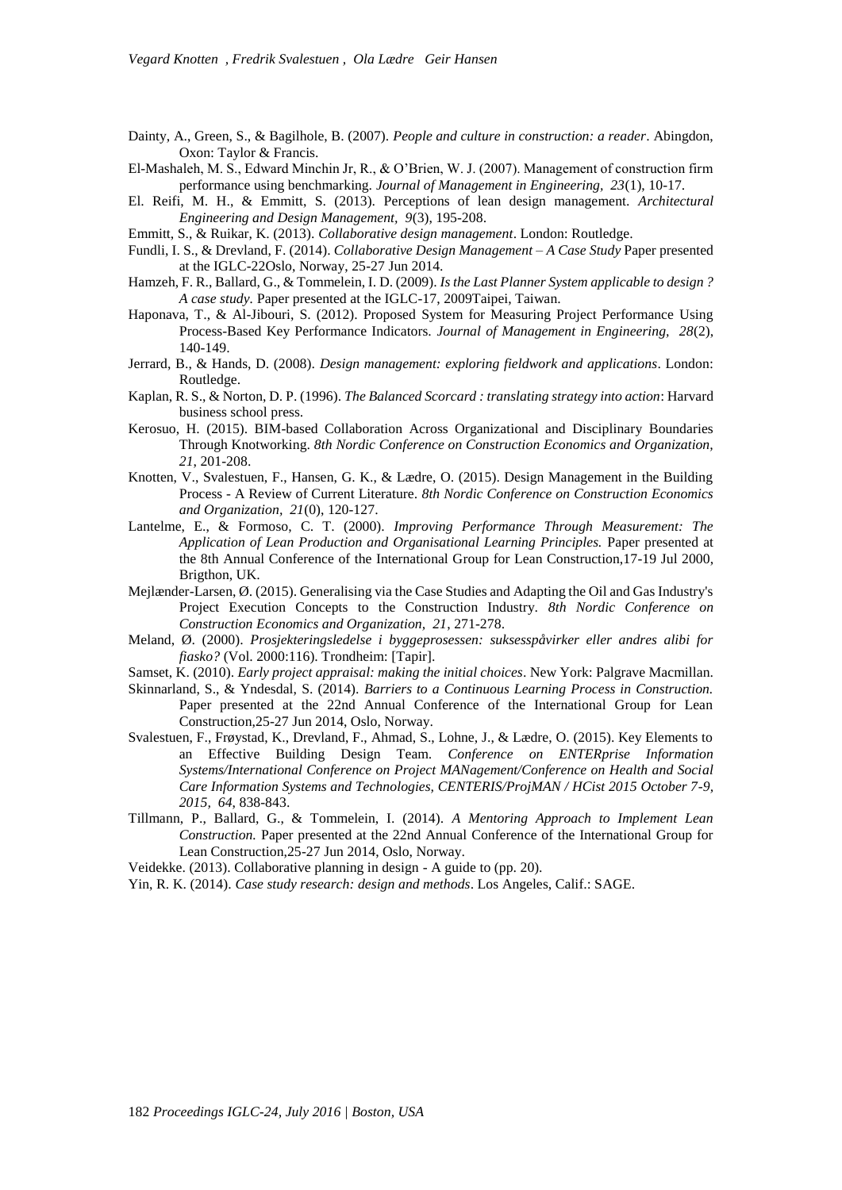Dainty, A., Green, S., & Bagilhole, B. (2007). *People and culture in construction: a reader*. Abingdon, Oxon: Taylor & Francis.

El-Mashaleh, M. S., Edward Minchin Jr, R., & O'Brien, W. J. (2007). Management of construction firm performance using benchmarking. *Journal of Management in Engineering, 23*(1), 10-17.

El. Reifi, M. H., & Emmitt, S. (2013). Perceptions of lean design management. *Architectural Engineering and Design Management, 9*(3), 195-208.

Emmitt, S., & Ruikar, K. (2013). *Collaborative design management*. London: Routledge.

Fundli, I. S., & Drevland, F. (2014). *Collaborative Design Management – A Case Study* Paper presented at the IGLC-22Oslo, Norway, 25-27 Jun 2014.

Hamzeh, F. R., Ballard, G., & Tommelein, I. D. (2009). *Is the Last Planner System applicable to design ? A case study.* Paper presented at the IGLC-17, 2009Taipei, Taiwan.

Haponava, T., & Al-Jibouri, S. (2012). Proposed System for Measuring Project Performance Using Process-Based Key Performance Indicators. *Journal of Management in Engineering, 28*(2), 140-149.

Jerrard, B., & Hands, D. (2008). *Design management: exploring fieldwork and applications*. London: Routledge.

Kaplan, R. S., & Norton, D. P. (1996). *The Balanced Scorcard : translating strategy into action*: Harvard business school press.

Kerosuo, H. (2015). BIM-based Collaboration Across Organizational and Disciplinary Boundaries Through Knotworking. *8th Nordic Conference on Construction Economics and Organization, 21*, 201-208.

Knotten, V., Svalestuen, F., Hansen, G. K., & Lædre, O. (2015). Design Management in the Building Process - A Review of Current Literature. *8th Nordic Conference on Construction Economics and Organization, 21*(0), 120-127.

Lantelme, E., & Formoso, C. T. (2000). *Improving Performance Through Measurement: The Application of Lean Production and Organisational Learning Principles.* Paper presented at the 8th Annual Conference of the International Group for Lean Construction,17-19 Jul 2000, Brigthon, UK.

Mejlænder-Larsen, Ø. (2015). Generalising via the Case Studies and Adapting the Oil and Gas Industry's Project Execution Concepts to the Construction Industry. *8th Nordic Conference on Construction Economics and Organization, 21*, 271-278.

Meland, Ø. (2000). *Prosjekteringsledelse i byggeprosessen: suksesspåvirker eller andres alibi for fiasko?* (Vol. 2000:116). Trondheim: [Tapir].

Samset, K. (2010). *Early project appraisal: making the initial choices*. New York: Palgrave Macmillan.

Skinnarland, S., & Yndesdal, S. (2014). *Barriers to a Continuous Learning Process in Construction.* Paper presented at the 22nd Annual Conference of the International Group for Lean Construction,25-27 Jun 2014, Oslo, Norway.

Svalestuen, F., Frøystad, K., Drevland, F., Ahmad, S., Lohne, J., & Lædre, O. (2015). Key Elements to an Effective Building Design Team. *Conference on ENTERprise Information Systems/International Conference on Project MANagement/Conference on Health and Social Care Information Systems and Technologies, CENTERIS/ProjMAN / HCist 2015 October 7-9, 2015, 64*, 838-843.

Tillmann, P., Ballard, G., & Tommelein, I. (2014). *A Mentoring Approach to Implement Lean Construction.* Paper presented at the 22nd Annual Conference of the International Group for Lean Construction,25-27 Jun 2014, Oslo, Norway.

Veidekke. (2013). Collaborative planning in design - A guide to (pp. 20).

Yin, R. K. (2014). *Case study research: design and methods*. Los Angeles, Calif.: SAGE.